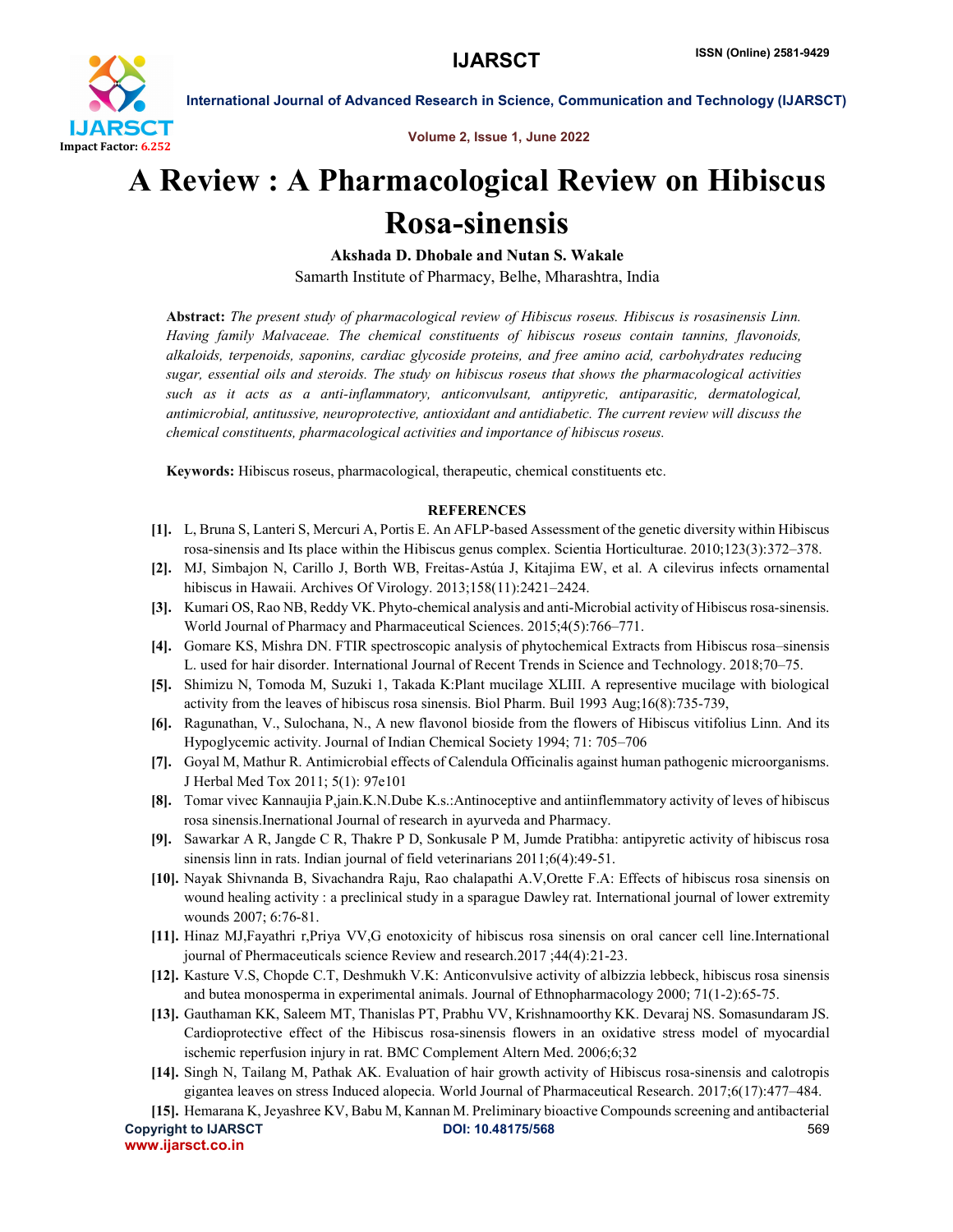# A Review : A Pharmacological Review on Hibiscus Rosa-sinensis

**Akshada D. Dhobale and Nutan S. Wakale**

Samarth Institute of Pharmacy, Belhe, Mharashtra, India

**Abstract:** *The present study of pharmacological review of Hibiscus roseus. Hibiscus is rosasinensis Linn. Having family Malvaceae. The chemical constituents of hibiscus roseus contain tannins, flavonoids, alkaloids, terpenoids, saponins, cardiac glycoside proteins, and free amino acid, carbohydrates reducing sugar, essential oils and steroids. The study on hibiscus roseus that shows the pharmacological activities such as it acts as a anti-inflammatory, anticonvulsant, antipyretic, antiparasitic, dermatological, antimicrobial, antitussive, neuroprotective, antioxidant and antidiabetic. The current review will discuss the chemical constituents, pharmacological activities and importance of hibiscus roseus.*

**Keywords:** Hibiscus roseus, pharmacological, therapeutic, chemical constituents etc.

## REFERENCES

[1]. L, Bruna S, Lanteri S, Mercuri A, Portis E. An AFLP-based Assessment of the genetic diversity within Hibiscus rosa-sinensis and Its place within the Hibiscus genus complex. Scientia Horticulturae. 2010;123(3):372–378.

[2]. MJ, Simbajon N, Carillo J, Borth WB, Freitas-Astúa J, Kitajima EW, et al. A cilevirus infects ornamental hibiscus in Hawaii. Archives Of Virology. 2013;158(11):2421–2424.

[3]. Kumari OS, Rao NB, Reddy VK. Phyto-chemical analysis and anti-Microbial activity of Hibiscus rosa-sinensis. World Journal of Pharmacy and Pharmaceutical Sciences. 2015;4(5):766–771.

[4]. Gomare KS, Mishra DN. FTIR spectroscopic analysis of phytochemical Extracts from Hibiscus rosa–sinensis L. used for hair disorder. International Journal of Recent Trends in Science and Technology. 2018;70–75.

[5]. Shimizu N, Tomoda M, Suzuki 1, Takada K:Plant mucilage XLIII. A representive mucilage with biological activity from the leaves of hibiscus rosa sinensis. Biol Pharm. Buil 1993 Aug;16(8):735-739,

[6]. Ragunathan, V., Sulochana, N., A new flavonol bioside from the flowers of Hibiscus vitifolius Linn. And its Hypoglycemic activity. Journal of Indian Chemical Society 1994; 71: 705–706

[7]. Goyal M, Mathur R. Antimicrobial effects of Calendula Officinalis against human pathogenic microorganisms. J Herbal Med Tox 2011; 5(1): 97e101

[8]. Tomar vivec Kannaujia P,jain.K.N.Dube K.s.:Antinoceptive and antiinflemmatory activity of leves of hibiscus rosa sinensis.Inernational Journal of research in ayurveda and Pharmacy.

[9]. Sawarkar A R, Jangde C R, Thakre P D, Sonkusale P M, Jumde Pratibha: antipyretic activity of hibiscus rosa sinensis linn in rats. Indian journal of field veterinarians 2011;6(4):49-51.

[10]. Nayak Shivnanda B, Sivachandra Raju, Rao chalapathi A.V,Orette F.A: Effects of hibiscus rosa sinensis on wound healing activity : a preclinical study in a sparague Dawley rat. International journal of lower extremity wounds 2007; 6:76-81.

[11]. Hinaz MJ,Fayathri r,Priya VV,G enotoxicity of hibiscus rosa sinensis on oral cancer cell line.International journal of Phermaceuticals science Review and research.2017 ;44(4):21-23.

[12]. Kasture V.S, Chopde C.T, Deshmukh V.K: Anticonvulsive activity of albizzia lebbeck, hibiscus rosa sinensis and butea monosperma in experimental animals. Journal of Ethnopharmacology 2000; 71(1-2):65-75.

[13]. Gauthaman KK, Saleem MT, Thanislas PT, Prabhu VV, Krishnamoorthy KK. Devaraj NS. Somasundaram JS. Cardioprotective effect of the Hibiscus rosa-sinensis flowers in an oxidative stress model of myocardial ischemic reperfusion injury in rat. BMC Complement Altern Med. 2006;6;32

[14]. Singh N, Tailang M, Pathak AK. Evaluation of hair growth activity of Hibiscus rosa-sinensis and calotropis gigantea leaves on stress Induced alopecia. World Journal of Pharmaceutical Research. 2017;6(17):477–484.

[15]. Hemarana K, Jeyashree KV, Babu M, Kannan M. Preliminary bioactive Compounds screening and antibacterial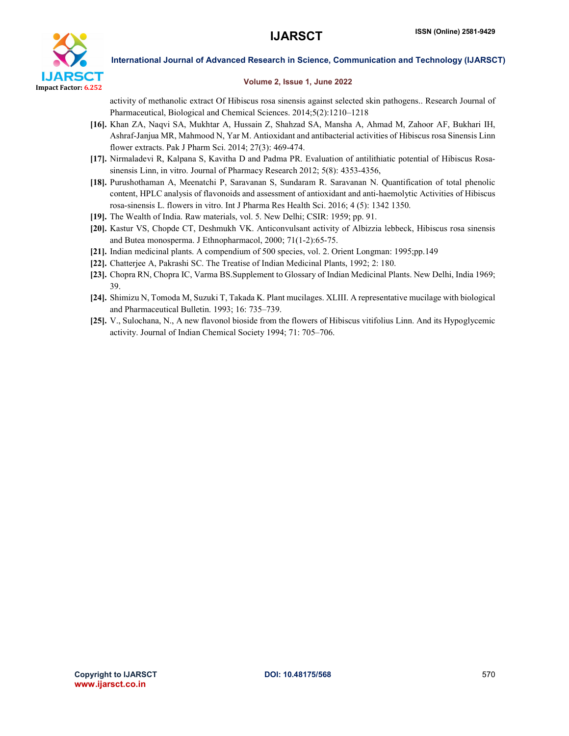activity of methanolic extract Of Hibiscus rosa sinensis against selected skin pathogens.. Research Journal of Pharmaceutical, Biological and Chemical Sciences. 2014;5(2):1210–1218

**[16].** Khan ZA, Naqvi SA, Mukhtar A, Hussain Z, Shahzad SA, Mansha A, Ahmad M, Zahoor AF, Bukhari IH, Ashraf-Janjua MR, Mahmood N, Yar M. Antioxidant and antibacterial activities of Hibiscus rosa Sinensis Linn flower extracts. Pak J Pharm Sci. 2014; 27(3): 469-474.

**[17].** Nirmaladevi R, Kalpana S, Kavitha D and Padma PR. Evaluation of antilithiatic potential of Hibiscus Rosa-sinensis Linn, in vitro. Journal of Pharmacy Research 2012; 5(8): 4353-4356,

**[18].** Purushothaman A, Meenatchi P, Saravanan S, Sundaram R. Saravanan N. Quantification of total phenolic content, HPLC analysis of flavonoids and assessment of antioxidant and anti-haemolytic Activities of Hibiscus rosa-sinensis L. flowers in vitro. Int J Pharma Res Health Sci. 2016; 4 (5): 1342 1350.

**[19].** The Wealth of India. Raw materials, vol. 5. New Delhi; CSIR: 1959; pp. 91.

**[20].** Kastur VS, Chopde CT, Deshmukh VK. Anticonvulsant activity of Albizzia lebbeck, Hibiscus rosa sinensis and Butea monosperma. J Ethnopharmacol, 2000; 71(1-2):65-75.

**[21].** Indian medicinal plants. A compendium of 500 species, vol. 2. Orient Longman: 1995;pp.149

**[22].** Chatterjee A, Pakrashi SC. The Treatise of Indian Medicinal Plants, 1992; 2: 180.

**[23].** Chopra RN, Chopra IC, Varma BS.Supplement to Glossary of Indian Medicinal Plants. New Delhi, India 1969; 39.

**[24].** Shimizu N, Tomoda M, Suzuki T, Takada K. Plant mucilages. XLIII. A representative mucilage with biological and Pharmaceutical Bulletin. 1993; 16: 735–739.

**[25].** V., Sulochana, N., A new flavonol bioside from the flowers of Hibiscus vitifolius Linn. And its Hypoglycemic activity. Journal of Indian Chemical Society 1994; 71: 705–706.